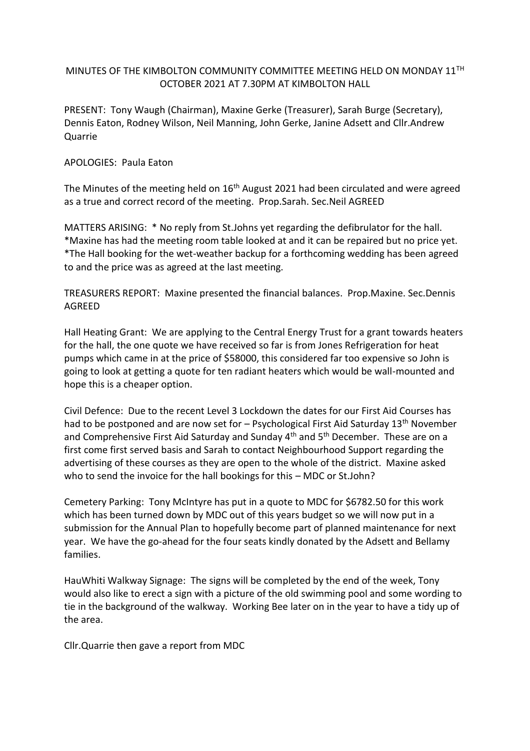MINUTES OF THE KIMBOLTON COMMUNITY COMMITTEE MEETING HELD ON MONDAY 11TH OCTOBER 2021 AT 7.30PM AT KIMBOLTON HALL

PRESENT: Tony Waugh (Chairman), Maxine Gerke (Treasurer), Sarah Burge (Secretary), Dennis Eaton, Rodney Wilson, Neil Manning, John Gerke, Janine Adsett and Cllr.Andrew Quarrie

APOLOGIES: Paula Eaton

The Minutes of the meeting held on 16th August 2021 had been circulated and were agreed as a true and correct record of the meeting. Prop.Sarah. Sec.Neil AGREED

MATTERS ARISING: * No reply from St.Johns yet regarding the defibrulator for the hall. *Maxine has had the meeting room table looked at and it can be repaired but no price yet. *The Hall booking for the wet-weather backup for a forthcoming wedding has been agreed to and the price was as agreed at the last meeting.

TREASURERS REPORT: Maxine presented the financial balances. Prop.Maxine. Sec.Dennis AGREED

Hall Heating Grant: We are applying to the Central Energy Trust for a grant towards heaters for the hall, the one quote we have received so far is from Jones Refrigeration for heat pumps which came in at the price of $58000, this considered far too expensive so John is going to look at getting a quote for ten radiant heaters which would be wall-mounted and hope this is a cheaper option.

Civil Defence: Due to the recent Level 3 Lockdown the dates for our First Aid Courses has had to be postponed and are now set for – Psychological First Aid Saturday 13th November and Comprehensive First Aid Saturday and Sunday 4th and 5th December. These are on a first come first served basis and Sarah to contact Neighbourhood Support regarding the advertising of these courses as they are open to the whole of the district. Maxine asked who to send the invoice for the hall bookings for this – MDC or St.John?

Cemetery Parking: Tony McIntyre has put in a quote to MDC for $6782.50 for this work which has been turned down by MDC out of this years budget so we will now put in a submission for the Annual Plan to hopefully become part of planned maintenance for next year. We have the go-ahead for the four seats kindly donated by the Adsett and Bellamy families.

HauWhiti Walkway Signage: The signs will be completed by the end of the week, Tony would also like to erect a sign with a picture of the old swimming pool and some wording to tie in the background of the walkway. Working Bee later on in the year to have a tidy up of the area.

Cllr.Quarrie then gave a report from MDC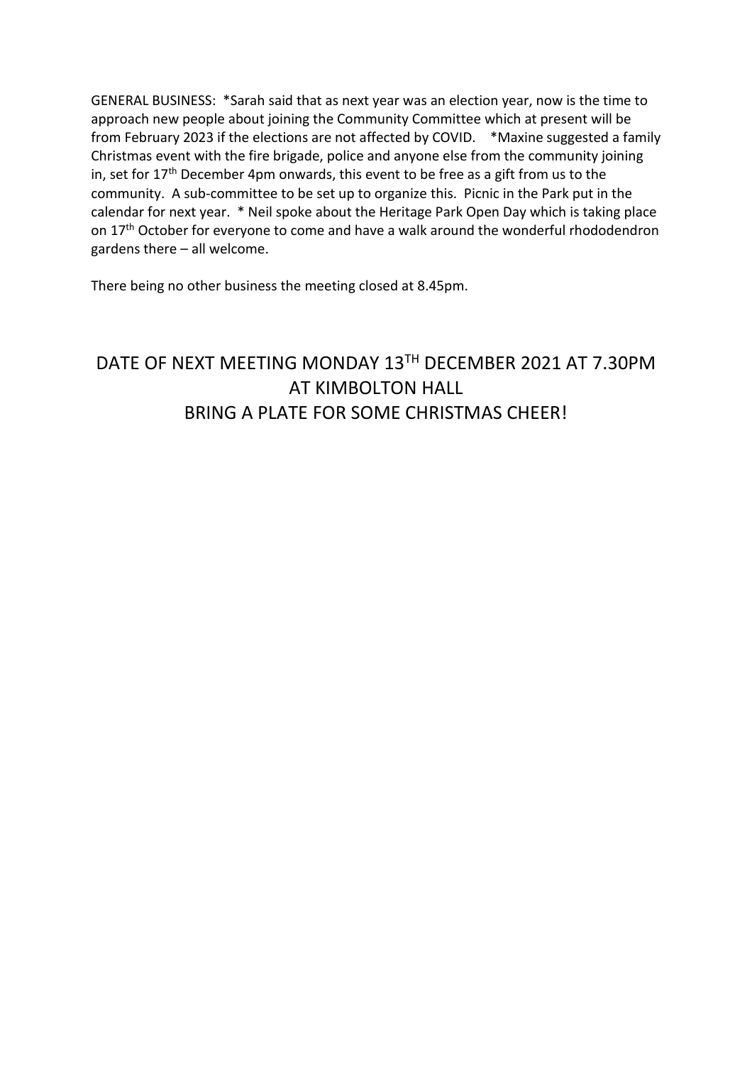GENERAL BUSINESS: *Sarah said that as next year was an election year, now is the time to approach new people about joining the Community Committee which at present will be from February 2023 if the elections are not affected by COVID. *Maxine suggested a family Christmas event with the fire brigade, police and anyone else from the community joining in, set for 17th December 4pm onwards, this event to be free as a gift from us to the community. A sub-committee to be set up to organize this. Picnic in the Park put in the calendar for next year. * Neil spoke about the Heritage Park Open Day which is taking place on 17th October for everyone to come and have a walk around the wonderful rhododendron gardens there – all welcome.

There being no other business the meeting closed at 8.45pm.

## DATE OF NEXT MEETING MONDAY 13TH DECEMBER 2021 AT 7.30PM AT KIMBOLTON HALL BRING A PLATE FOR SOME CHRISTMAS CHEER!